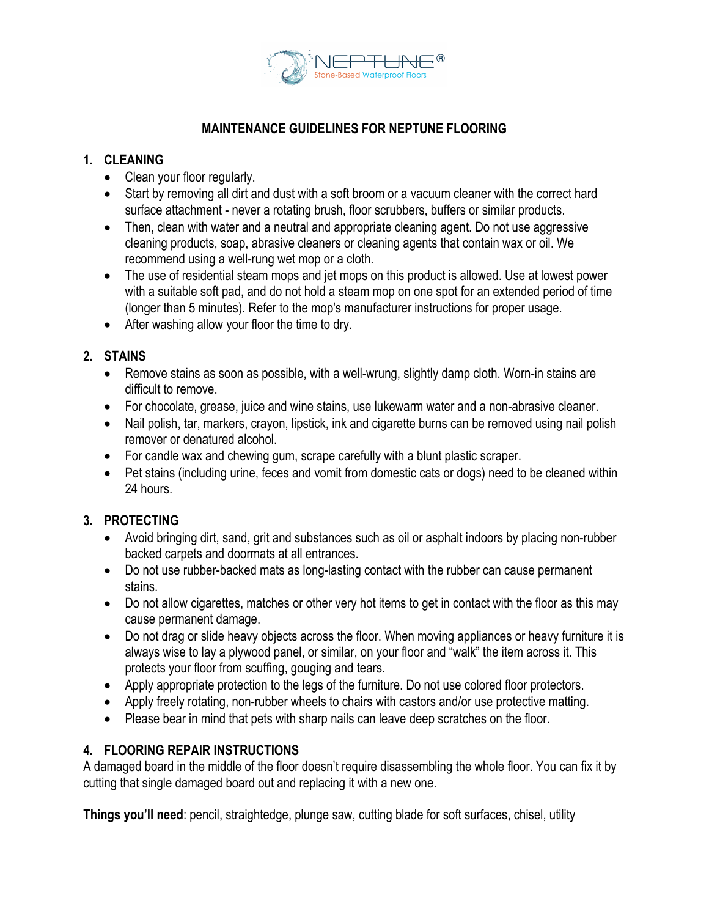# MAINTENANCE GUIDELINES FOR NEPTUNE FLOORING

## 1. CLEANING

- Clean your floor regularly.
- Start by removing all dirt and dust with a soft broom or a vacuum cleaner with the correct hard surface attachment - never a rotating brush, floor scrubbers, buffers or similar products.
- Then, clean with water and a neutral and appropriate cleaning agent. Do not use aggressive cleaning products, soap, abrasive cleaners or cleaning agents that contain wax or oil. We recommend using a well-rung wet mop or a cloth.
- The use of residential steam mops and jet mops on this product is allowed. Use at lowest power with a suitable soft pad, and do not hold a steam mop on one spot for an extended period of time (longer than 5 minutes). Refer to the mop's manufacturer instructions for proper usage.
- After washing allow your floor the time to dry.

## 2. STAINS

- Remove stains as soon as possible, with a well-wrung, slightly damp cloth. Worn-in stains are difficult to remove.
- For chocolate, grease, juice and wine stains, use lukewarm water and a non-abrasive cleaner.
- Nail polish, tar, markers, crayon, lipstick, ink and cigarette burns can be removed using nail polish remover or denatured alcohol.
- For candle wax and chewing gum, scrape carefully with a blunt plastic scraper.
- Pet stains (including urine, feces and vomit from domestic cats or dogs) need to be cleaned within 24 hours.

## 3. PROTECTING

- Avoid bringing dirt, sand, grit and substances such as oil or asphalt indoors by placing non-rubber backed carpets and doormats at all entrances.
- Do not use rubber-backed mats as long-lasting contact with the rubber can cause permanent stains.
- Do not allow cigarettes, matches or other very hot items to get in contact with the floor as this may cause permanent damage.
- Do not drag or slide heavy objects across the floor. When moving appliances or heavy furniture it is always wise to lay a plywood panel, or similar, on your floor and "walk" the item across it. This protects your floor from scuffing, gouging and tears.
- Apply appropriate protection to the legs of the furniture. Do not use colored floor protectors.
- Apply freely rotating, non-rubber wheels to chairs with castors and/or use protective matting.
- Please bear in mind that pets with sharp nails can leave deep scratches on the floor.

## 4. FLOORING REPAIR INSTRUCTIONS

A damaged board in the middle of the floor doesn't require disassembling the whole floor. You can fix it by cutting that single damaged board out and replacing it with a new one.

**Things you'll need**: pencil, straightedge, plunge saw, cutting blade for soft surfaces, chisel, utility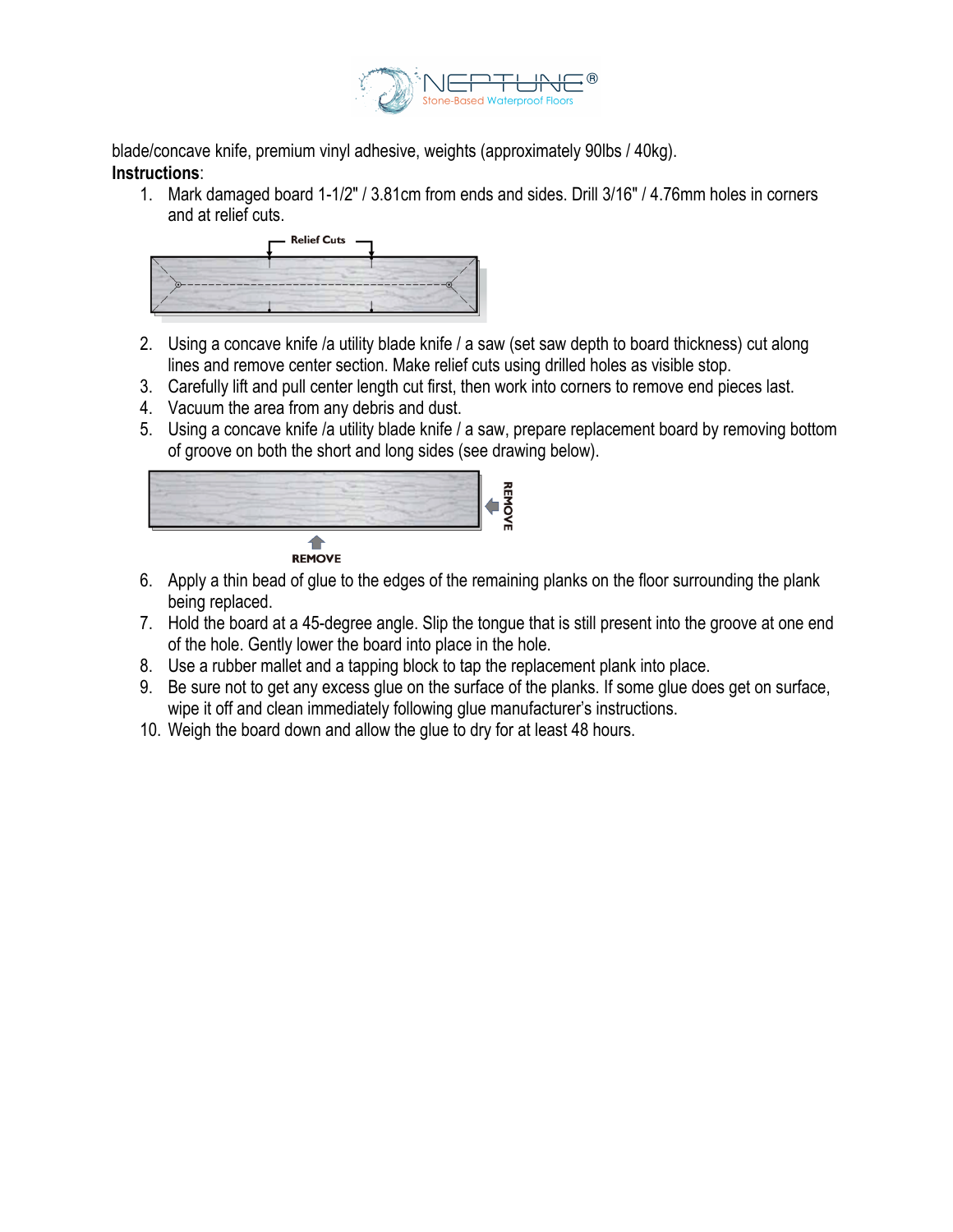blade/concave knife, premium vinyl adhesive, weights (approximately 90lbs / 40kg).

**Instructions**:

1. Mark damaged board 1-1/2" / 3.81cm from ends and sides. Drill 3/16" / 4.76mm holes in corners and at relief cuts.

Relief Cuts

2. Using a concave knife /a utility blade knife / a saw (set saw depth to board thickness) cut along lines and remove center section. Make relief cuts using drilled holes as visible stop.
3. Carefully lift and pull center length cut first, then work into corners to remove end pieces last.
4. Vacuum the area from any debris and dust.
5. Using a concave knife /a utility blade knife / a saw, prepare replacement board by removing bottom of groove on both the short and long sides (see drawing below).

REMOVE

REMOVE

6. Apply a thin bead of glue to the edges of the remaining planks on the floor surrounding the plank being replaced.
7. Hold the board at a 45-degree angle. Slip the tongue that is still present into the groove at one end of the hole. Gently lower the board into place in the hole.
8. Use a rubber mallet and a tapping block to tap the replacement plank into place.
9. Be sure not to get any excess glue on the surface of the planks. If some glue does get on surface, wipe it off and clean immediately following glue manufacturer's instructions.
10. Weigh the board down and allow the glue to dry for at least 48 hours.